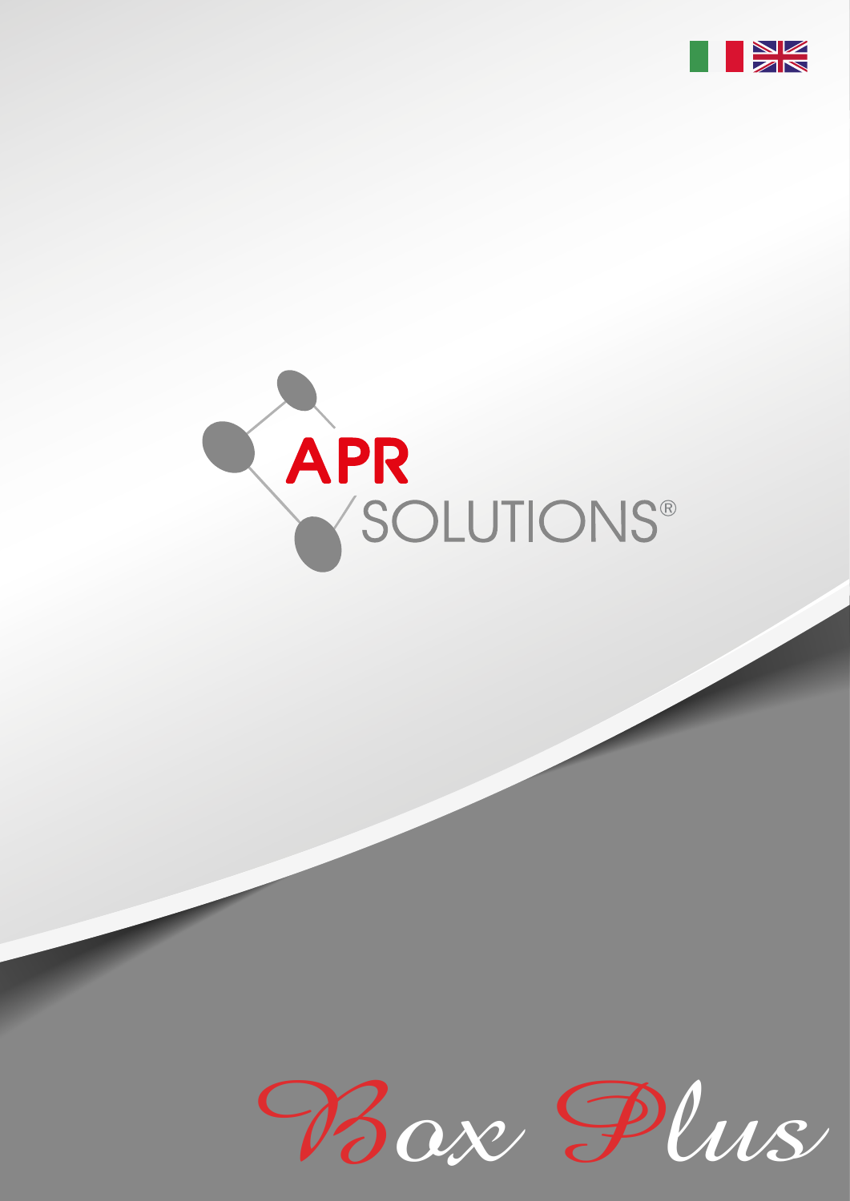# APR SOLUTIONS®

## Box Plus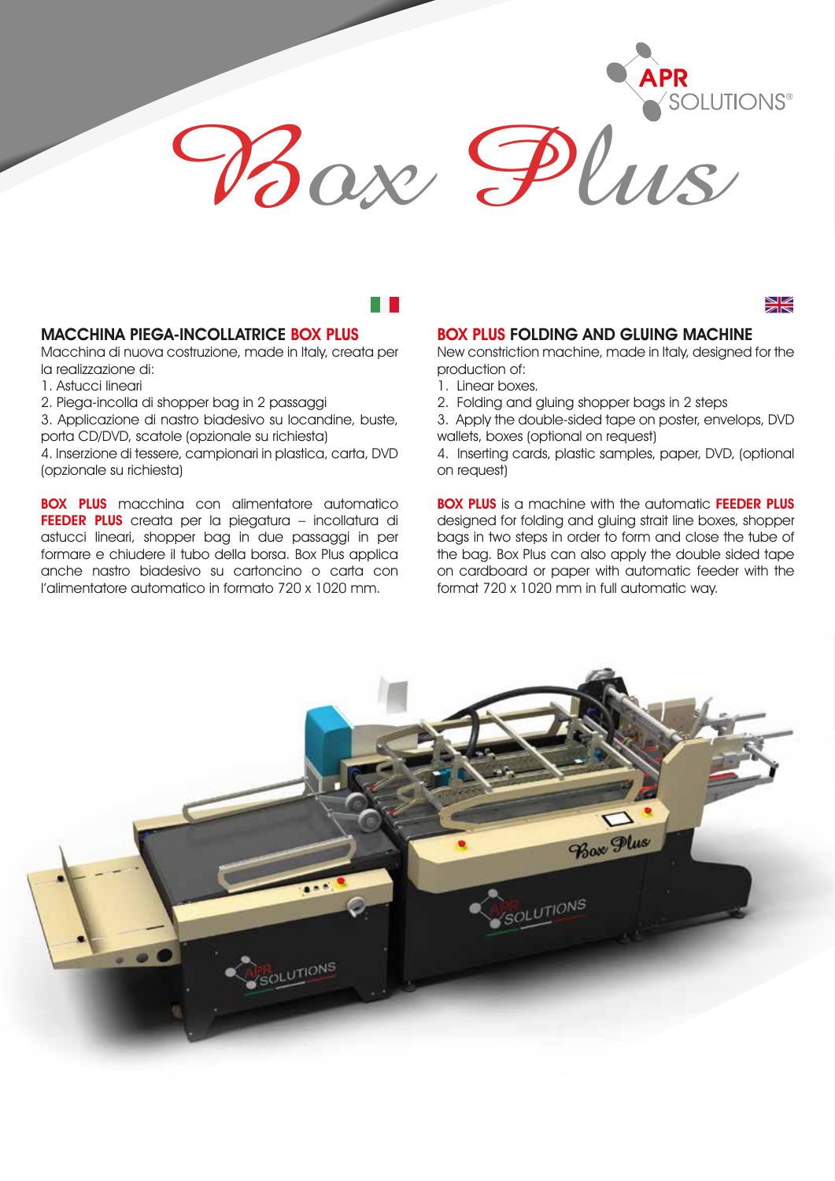# Box Plus

## MACCHINA PIEGA-INCOLLATRICE BOX PLUS

Macchina di nuova costruzione, made in Italy, creata per la realizzazione di:

1. Astucci lineari
2. Piega-incolla di shopper bag in 2 passaggi
3. Applicazione di nastro biadesivo su locandine, buste, porta CD/DVD, scatole (opzionale su richiesta)
4. Inserzione di tessere, campionari in plastica, carta, DVD (opzionale su richiesta)

**BOX PLUS** macchina con alimentatore automatico **FEEDER PLUS** creata per la piegatura – incollatura di astucci lineari, shopper bag in due passaggi in per formare e chiudere il tubo della borsa. Box Plus applica anche nastro biadesivo su cartoncino o carta con l'alimentatore automatico in formato 720 x 1020 mm.

## BOX PLUS FOLDING AND GLUING MACHINE

New constriction machine, made in Italy, designed for the production of:

1. Linear boxes.
2. Folding and gluing shopper bags in 2 steps
3. Apply the double-sided tape on poster, envelops, DVD wallets, boxes (optional on request)
4. Inserting cards, plastic samples, paper, DVD, (optional on request)

**BOX PLUS** is a machine with the automatic **FEEDER PLUS** designed for folding and gluing strait line boxes, shopper bags in two steps in order to form and close the tube of the bag. Box Plus can also apply the double sided tape on cardboard or paper with automatic feeder with the format 720 x 1020 mm in full automatic way.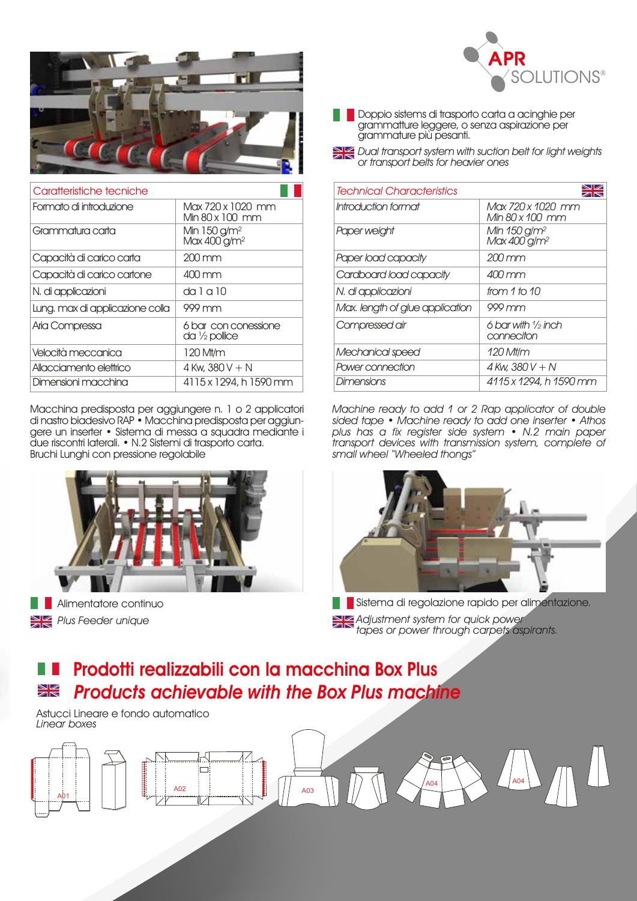APR SOLUTIONS®

Doppio sistema di trasporto carta a acinghie per grammatture leggere, o senza aspirazione per grammature più pesanti.

*Dual transport system with suction belt for light weights or transport belts for heavier ones*

| Caratteristiche tecniche | |
|---|---|
| Formato di introduzione | Max 720 x 1020 mm<br>Min 80 x 100 mm |
| Grammatura carta | Min 150 g/m²<br>Max 400 g/m² |
| Capacità di carico carta | 200 mm |
| Capacità di carico cartone | 400 mm |
| N. di applicazioni | da 1 a 10 |
| Lung. max di applicazione colla | 999 mm |
| Aria Compressa | 6 bar con conessione da ½ pollice |
| Velocità meccanica | 120 Mt/m |
| Allacciamento elettrico | 4 Kw, 380 V + N |
| Dimensioni macchina | 4115 x 1294, h 1590 mm |

| *Technical Characteristics* | |
|---|---|
| *Introduction format* | *Max 720 x 1020 mm*<br>*Min 80 x 100 mm* |
| *Paper weight* | *Min 150 g/m²*<br>*Max 400 g/m²* |
| *Paper load capacity* | *200 mm* |
| *Cardboard load capacity* | *400 mm* |
| *N. di applicazioni* | *from 1 to 10* |
| *Max. length of glue application* | *999 mm* |
| *Compressed air* | *6 bar with ½ inch conneciton* |
| *Mechanical speed* | *120 Mt/m* |
| *Power connection* | *4 Kw, 380 V + N* |
| *Dimensions* | *4115 x 1294, h 1590 mm* |

Macchina predisposta per aggiungere n. 1 o 2 applicatori di nastro biadesivo RAP • Macchina predisposta per aggiungere un inserter • Sistema di messa a squadra mediante i due riscontri laterali. • N.2 Sistemi di trasporto carta. Bruchi Lunghi con pressione regolabile

*Machine ready to add 1 or 2 Rap applicator of double sided tape • Machine ready to add one inserter • Athos plus has a fix register side system • N.2 main paper transport devices with transmission system, complete of small wheel "Wheeled thongs"*

Alimentatore continuo

*Plus Feeder unique*

Sistema di regolazione rapido per alimentazione.

*Adjustment system for quick power tapes or power through carpets aspirants.*

## Prodotti realizzabili con la macchina Box Plus

## *Products achievable with the Box Plus machine*

Astucci Lineare e fondo automatico

*Linear boxes*

A01 A02 A03 A04 A04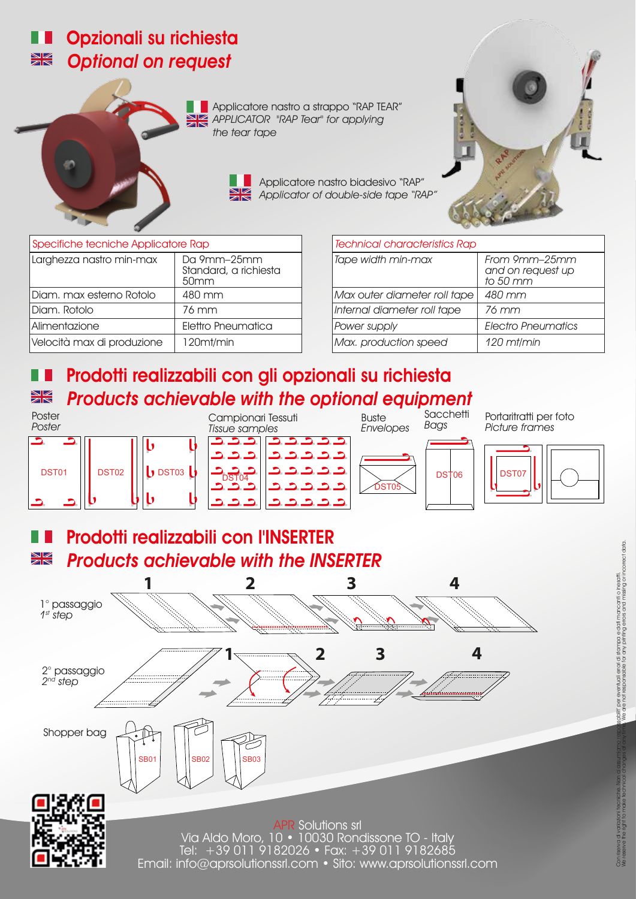# Opzionali su richiesta
# *Optional on request*

Applicatore nastro a strappo "RAP TEAR"
*APPLICATOR "RAP Tear" for applying the tear tape*

Applicatore nastro biadesivo "RAP"
*Applicator of double-side tape "RAP"*

| Specifiche tecniche Applicatore Rap | |
|---|---|
| Larghezza nastro min-max | Da 9mm–25mm Standard, a richiesta 50mm |
| Diam. max esterno Rotolo | 480 mm |
| Diam. Rotolo | 76 mm |
| Alimentazione | Elettro Pneumatica |
| Velocità max di produzione | 120mt/min |

| *Technical characteristics Rap* | |
|---|---|
| *Tape width min-max* | *From 9mm–25mm and on request up to 50 mm* |
| *Max outer diameter roll tape* | *480 mm* |
| *Internal diameter roll tape* | *76 mm* |
| *Power supply* | *Electro Pneumatics* |
| *Max. production speed* | *120 mt/min* |

## Prodotti realizzabili con gli opzionali su richiesta
## *Products achievable with the optional equipment*

Poster
*Poster*

DST01 DST02 DST03

Campionari Tessuti
*Tissue samples*

DST04

Buste
*Envelopes*

DST05

Sacchetti
*Bags*

DST06

Portaritratti per foto
*Picture frames*

DST07

## Prodotti realizzabili con l'INSERTER
## *Products achievable with the INSERTER*

1° passaggio
*1st step*

1 2 3 4

2° passaggio
*2nd step*

1 2 3 4

Shopper bag

SB01 SB02 SB03

APR Solutions srl
Via Aldo Moro, 10 • 10030 Rondissone TO - Italy
Tel: +39 011 9182026 • Fax: +39 011 9182685
Email: info@aprsolutionssrl.com • Sito: www.aprsolutionssrl.com

Con riserva di variazioni tecniche. Non ci assumiamo responsabilità per eventuali errori di stampa e dati mancanti o inesatti.
We reserve the right to make technical changes at any time. We are not responsable for any printing errors and missing or incorrect data.